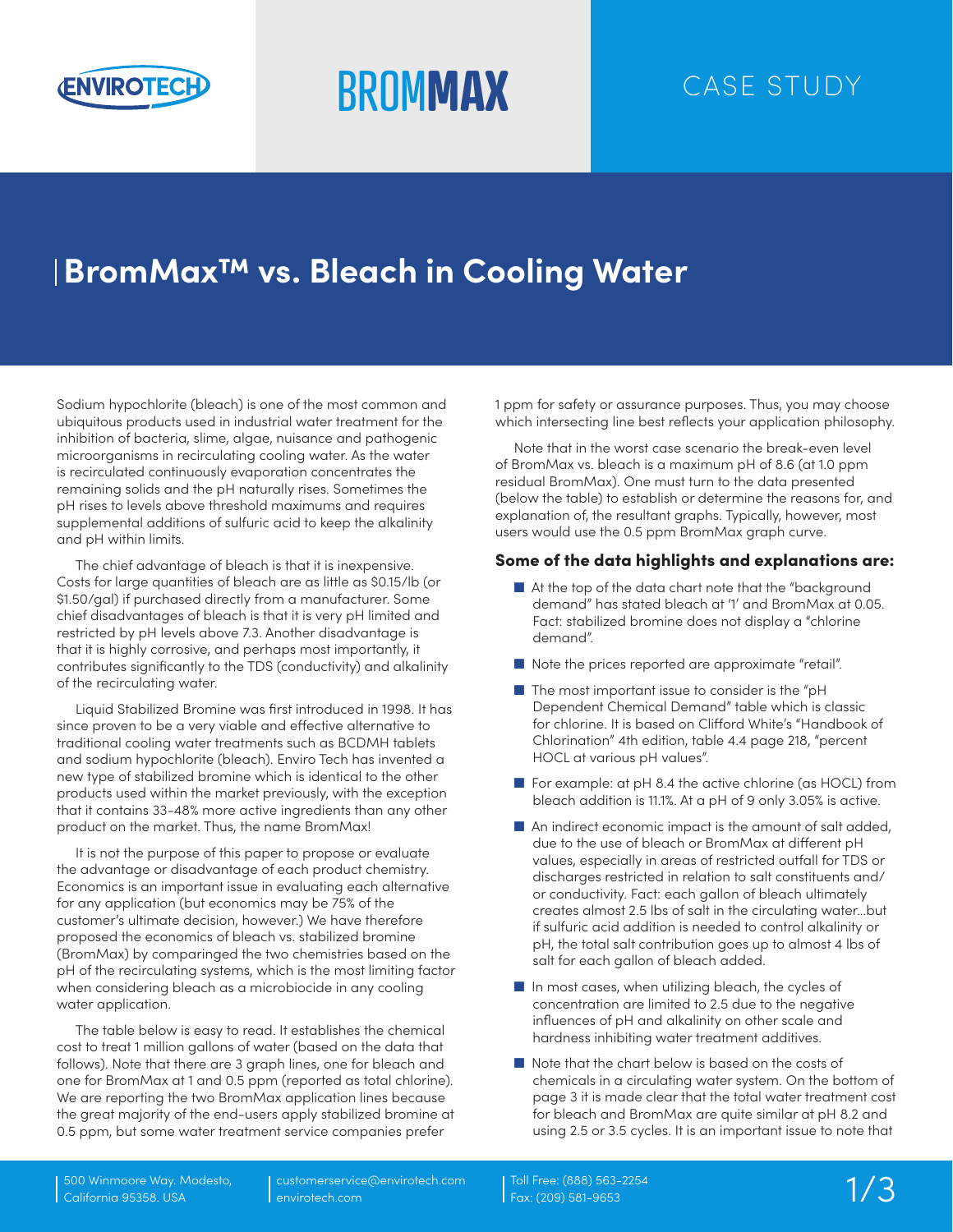# BromMax™ vs. Bleach in Cooling Water

Sodium hypochlorite (bleach) is one of the most common and ubiquitous products used in industrial water treatment for the inhibition of bacteria, slime, algae, nuisance and pathogenic microorganisms in recirculating cooling water. As the water is recirculated continuously evaporation concentrates the remaining solids and the pH naturally rises. Sometimes the pH rises to levels above threshold maximums and requires supplemental additions of sulfuric acid to keep the alkalinity and pH within limits.

The chief advantage of bleach is that it is inexpensive. Costs for large quantities of bleach are as little as $0.15/lb (or $1.50/gal) if purchased directly from a manufacturer. Some chief disadvantages of bleach is that it is very pH limited and restricted by pH levels above 7.3. Another disadvantage is that it is highly corrosive, and perhaps most importantly, it contributes significantly to the TDS (conductivity) and alkalinity of the recirculating water.

Liquid Stabilized Bromine was first introduced in 1998. It has since proven to be a very viable and effective alternative to traditional cooling water treatments such as BCDMH tablets and sodium hypochlorite (bleach). Enviro Tech has invented a new type of stabilized bromine which is identical to the other products used within the market previously, with the exception that it contains 33-48% more active ingredients than any other product on the market. Thus, the name BromMax!

It is not the purpose of this paper to propose or evaluate the advantage or disadvantage of each product chemistry. Economics is an important issue in evaluating each alternative for any application (but economics may be 75% of the customer's ultimate decision, however.) We have therefore proposed the economics of bleach vs. stabilized bromine (BromMax) by comparinged the two chemistries based on the pH of the recirculating systems, which is the most limiting factor when considering bleach as a microbiocide in any cooling water application.

The table below is easy to read. It establishes the chemical cost to treat 1 million gallons of water (based on the data that follows). Note that there are 3 graph lines, one for bleach and one for BromMax at 1 and 0.5 ppm (reported as total chlorine). We are reporting the two BromMax application lines because the great majority of the end-users apply stabilized bromine at 0.5 ppm, but some water treatment service companies prefer 1 ppm for safety or assurance purposes. Thus, you may choose which intersecting line best reflects your application philosophy.

Note that in the worst case scenario the break-even level of BromMax vs. bleach is a maximum pH of 8.6 (at 1.0 ppm residual BromMax). One must turn to the data presented (below the table) to establish or determine the reasons for, and explanation of, the resultant graphs. Typically, however, most users would use the 0.5 ppm BromMax graph curve.

### Some of the data highlights and explanations are:

- At the top of the data chart note that the "background demand" has stated bleach at '1' and BromMax at 0.05. Fact: stabilized bromine does not display a "chlorine demand".
- Note the prices reported are approximate "retail".
- The most important issue to consider is the "pH Dependent Chemical Demand" table which is classic for chlorine. It is based on Clifford White's "Handbook of Chlorination" 4th edition, table 4.4 page 218, "percent HOCL at various pH values".
- For example: at pH 8.4 the active chlorine (as HOCL) from bleach addition is 11.1%. At a pH of 9 only 3.05% is active.
- An indirect economic impact is the amount of salt added, due to the use of bleach or BromMax at different pH values, especially in areas of restricted outfall for TDS or discharges restricted in relation to salt constituents and/or conductivity. Fact: each gallon of bleach ultimately creates almost 2.5 lbs of salt in the circulating water...but if sulfuric acid addition is needed to control alkalinity or pH, the total salt contribution goes up to almost 4 lbs of salt for each gallon of bleach added.
- In most cases, when utilizing bleach, the cycles of concentration are limited to 2.5 due to the negative influences of pH and alkalinity on other scale and hardness inhibiting water treatment additives.
- Note that the chart below is based on the costs of chemicals in a circulating water system. On the bottom of page 3 it is made clear that the total water treatment cost for bleach and BromMax are quite similar at pH 8.2 and using 2.5 or 3.5 cycles. It is an important issue to note that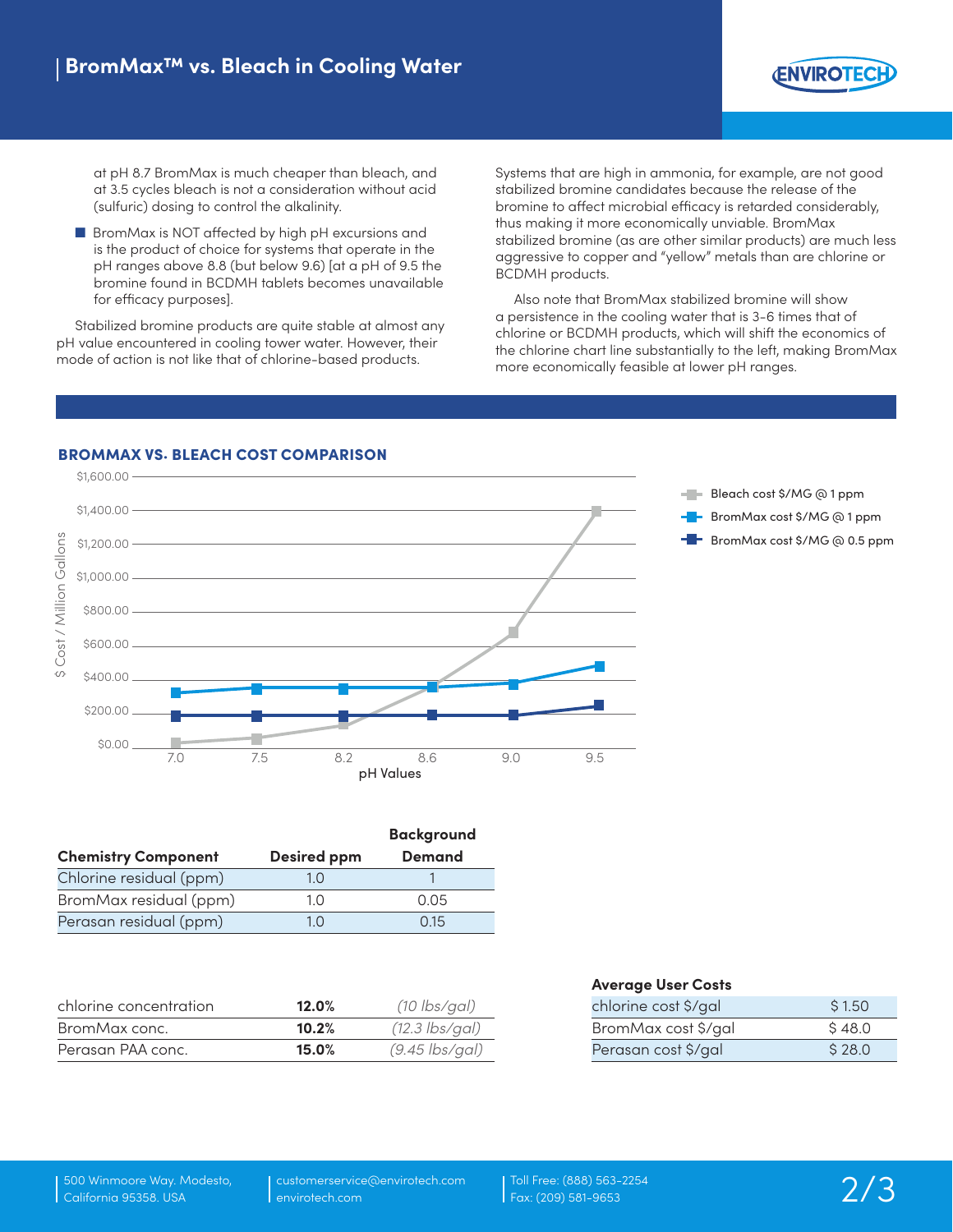at pH 8.7 BromMax is much cheaper than bleach, and at 3.5 cycles bleach is not a consideration without acid (sulfuric) dosing to control the alkalinity.

- BromMax is NOT affected by high pH excursions and is the product of choice for systems that operate in the pH ranges above 8.8 (but below 9.6) [at a pH of 9.5 the bromine found in BCDMH tablets becomes unavailable for efficacy purposes].

Stabilized bromine products are quite stable at almost any pH value encountered in cooling tower water. However, their mode of action is not like that of chlorine-based products. Systems that are high in ammonia, for example, are not good stabilized bromine candidates because the release of the bromine to affect microbial efficacy is retarded considerably, thus making it more economically unviable. BromMax stabilized bromine (as are other similar products) are much less aggressive to copper and "yellow" metals than are chlorine or BCDMH products.

Also note that BromMax stabilized bromine will show a persistence in the cooling water that is 3-6 times that of chlorine or BCDMH products, which will shift the economics of the chlorine chart line substantially to the left, making BromMax more economically feasible at lower pH ranges.

## BROMMAX VS. BLEACH COST COMPARISON

| pH Values | Bleach cost $/MG @ 1 ppm | BromMax cost $/MG @ 1 ppm | BromMax cost $/MG @ 0.5 ppm |
|---|---|---|---|
| 7.0 | ~$20 | ~$330 | ~$190 |
| 7.5 | ~$60 | ~$360 | ~$190 |
| 8.2 | ~$140 | ~$360 | ~$190 |
| 8.6 | ~$370 | ~$370 | ~$200 |
| 9.0 | ~$690 | ~$390 | ~$200 |
| 9.5 | ~$1,410 | ~$490 | ~$260 |

(Y-axis: $ Cost / Million Gallons, $0.00–$1,600.00; X-axis: pH Values)

| Chemistry Component | Desired ppm | Background Demand |
|---|---|---|
| Chlorine residual (ppm) | 1.0 | 1 |
| BromMax residual (ppm) | 1.0 | 0.05 |
| Perasan residual (ppm) | 1.0 | 0.15 |

| | | |
|---|---|---|
| chlorine concentration | **12.0%** | *(10 lbs/gal)* |
| BromMax conc. | **10.2%** | *(12.3 lbs/gal)* |
| Perasan PAA conc. | **15.0%** | *(9.45 lbs/gal)* |

| Average User Costs | |
|---|---|
| chlorine cost $/gal | $ 1.50 |
| BromMax cost $/gal | $ 48.0 |
| Perasan cost $/gal | $ 28.0 |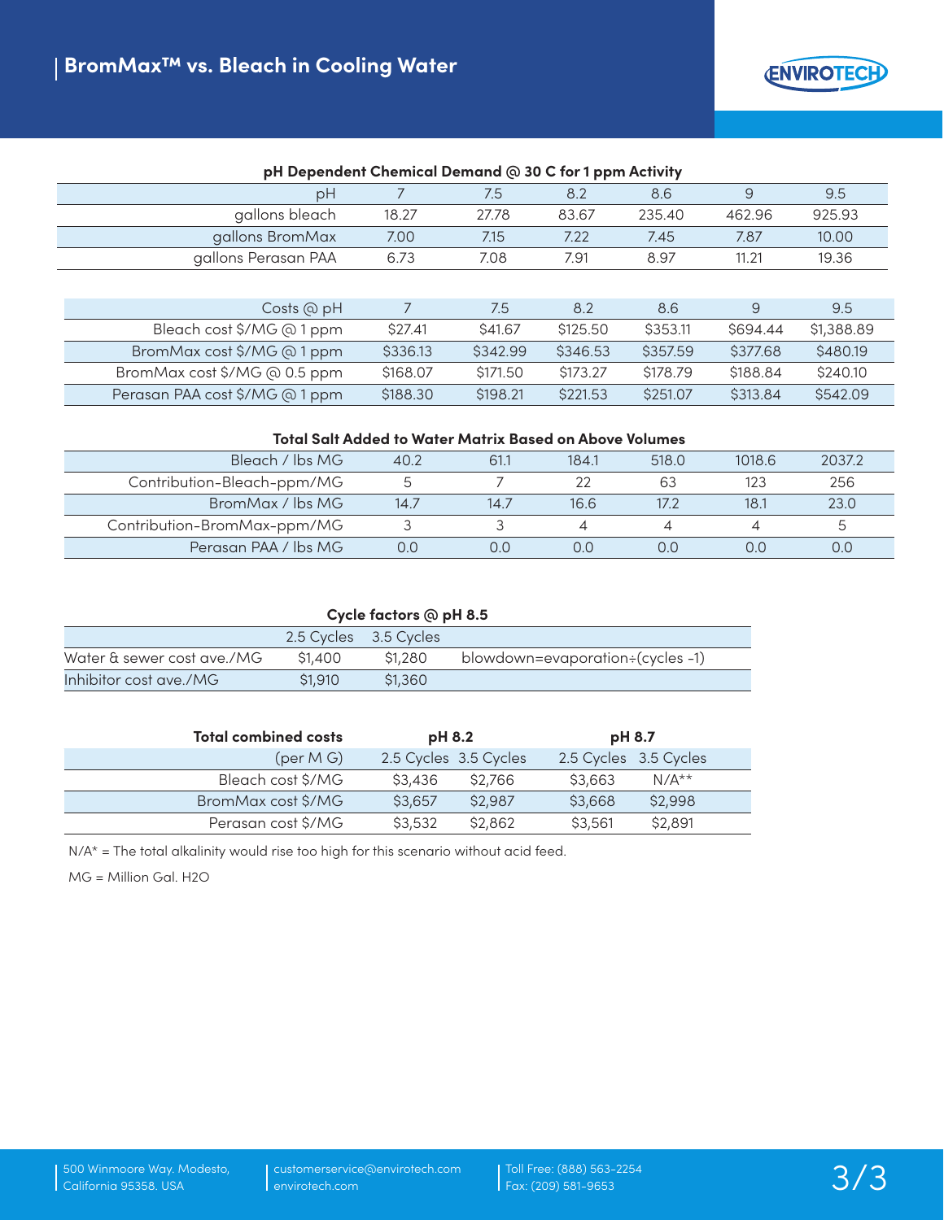## BromMax™ vs. Bleach in Cooling Water

**pH Dependent Chemical Demand @ 30 C for 1 ppm Activity**

| pH | 7 | 7.5 | 8.2 | 8.6 | 9 | 9.5 |
|---|---|---|---|---|---|---|
| gallons bleach | 18.27 | 27.78 | 83.67 | 235.40 | 462.96 | 925.93 |
| gallons BromMax | 7.00 | 7.15 | 7.22 | 7.45 | 7.87 | 10.00 |
| gallons Perasan PAA | 6.73 | 7.08 | 7.91 | 8.97 | 11.21 | 19.36 |

| Costs @ pH | 7 | 7.5 | 8.2 | 8.6 | 9 | 9.5 |
|---|---|---|---|---|---|---|
| Bleach cost $/MG @ 1 ppm | $27.41 | $41.67 | $125.50 | $353.11 | $694.44 | $1,388.89 |
| BromMax cost $/MG @ 1 ppm | $336.13 | $342.99 | $346.53 | $357.59 | $377.68 | $480.19 |
| BromMax cost $/MG @ 0.5 ppm | $168.07 | $171.50 | $173.27 | $178.79 | $188.84 | $240.10 |
| Perasan PAA cost $/MG @ 1 ppm | $188.30 | $198.21 | $221.53 | $251.07 | $313.84 | $542.09 |

**Total Salt Added to Water Matrix Based on Above Volumes**

| | | | | | | |
|---|---|---|---|---|---|---|
| Bleach / lbs MG | 40.2 | 61.1 | 184.1 | 518.0 | 1018.6 | 2037.2 |
| Contribution-Bleach-ppm/MG | 5 | 7 | 22 | 63 | 123 | 256 |
| BromMax / lbs MG | 14.7 | 14.7 | 16.6 | 17.2 | 18.1 | 23.0 |
| Contribution-BromMax-ppm/MG | 3 | 3 | 4 | 4 | 4 | 5 |
| Perasan PAA / lbs MG | 0.0 | 0.0 | 0.0 | 0.0 | 0.0 | 0.0 |

**Cycle factors @ pH 8.5**

| | 2.5 Cycles | 3.5 Cycles | |
|---|---|---|---|
| Water & sewer cost ave./MG | $1,400 | $1,280 | blowdown=evaporation÷(cycles -1) |
| Inhibitor cost ave./MG | $1,910 | $1,360 | |

| **Total combined costs** | **pH 8.2** | | **pH 8.7** | |
|---|---|---|---|---|
| (per M G) | 2.5 Cycles | 3.5 Cycles | 2.5 Cycles | 3.5 Cycles |
| Bleach cost $/MG | $3,436 | $2,766 | $3,663 | N/A** |
| BromMax cost $/MG | $3,657 | $2,987 | $3,668 | $2,998 |
| Perasan cost $/MG | $3,532 | $2,862 | $3,561 | $2,891 |

N/A* = The total alkalinity would rise too high for this scenario without acid feed.

MG = Million Gal. H2O